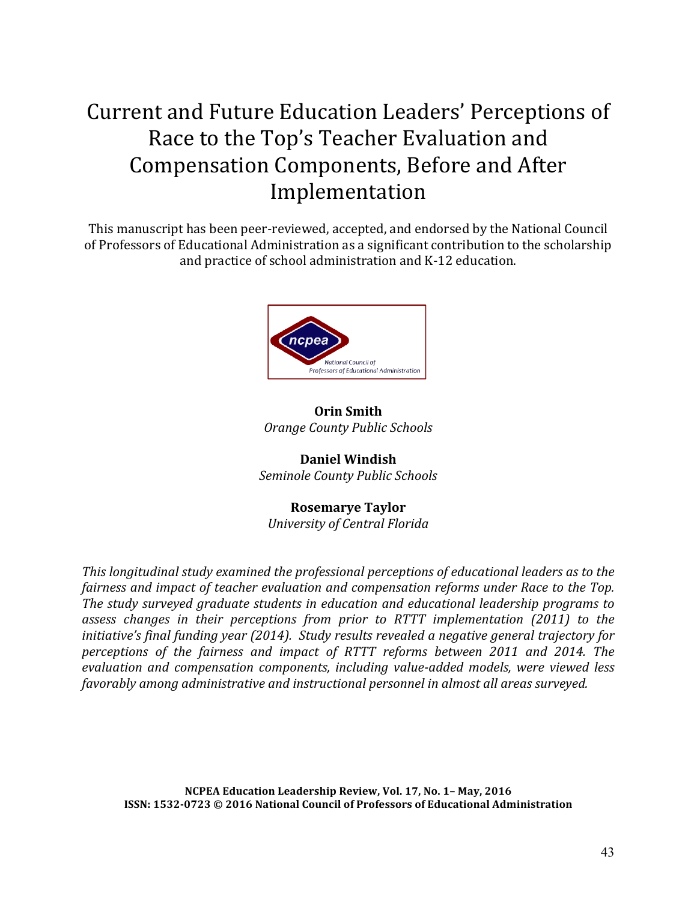# Current and Future Education Leaders' Perceptions of Race to the Top's Teacher Evaluation and Compensation Components, Before and After Implementation

This manuscript has been peer-reviewed, accepted, and endorsed by the National Council of Professors of Educational Administration as a significant contribution to the scholarship and practice of school administration and K-12 education.

**Orin Smith**
*Orange County Public Schools*

**Daniel Windish**
*Seminole County Public Schools*

**Rosemarye Taylor**
*University of Central Florida*

*This longitudinal study examined the professional perceptions of educational leaders as to the fairness and impact of teacher evaluation and compensation reforms under Race to the Top. The study surveyed graduate students in education and educational leadership programs to assess changes in their perceptions from prior to RTTT implementation (2011) to the initiative's final funding year (2014). Study results revealed a negative general trajectory for perceptions of the fairness and impact of RTTT reforms between 2011 and 2014. The evaluation and compensation components, including value-added models, were viewed less favorably among administrative and instructional personnel in almost all areas surveyed.*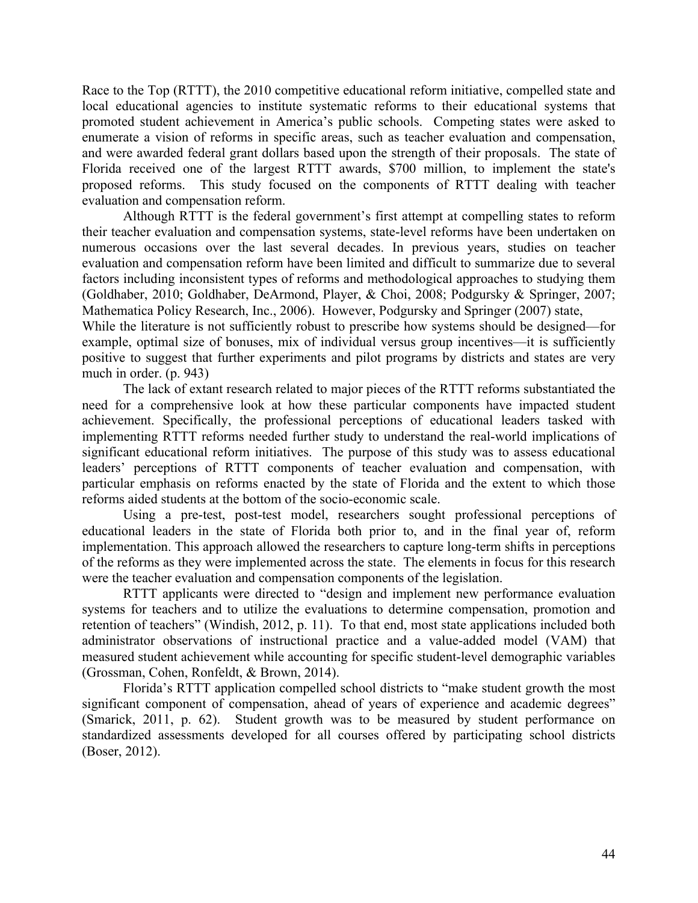Race to the Top (RTTT), the 2010 competitive educational reform initiative, compelled state and local educational agencies to institute systematic reforms to their educational systems that promoted student achievement in America's public schools. Competing states were asked to enumerate a vision of reforms in specific areas, such as teacher evaluation and compensation, and were awarded federal grant dollars based upon the strength of their proposals. The state of Florida received one of the largest RTTT awards, $700 million, to implement the state's proposed reforms. This study focused on the components of RTTT dealing with teacher evaluation and compensation reform.

Although RTTT is the federal government's first attempt at compelling states to reform their teacher evaluation and compensation systems, state-level reforms have been undertaken on numerous occasions over the last several decades. In previous years, studies on teacher evaluation and compensation reform have been limited and difficult to summarize due to several factors including inconsistent types of reforms and methodological approaches to studying them (Goldhaber, 2010; Goldhaber, DeArmond, Player, & Choi, 2008; Podgursky & Springer, 2007; Mathematica Policy Research, Inc., 2006). However, Podgursky and Springer (2007) state,

While the literature is not sufficiently robust to prescribe how systems should be designed—for example, optimal size of bonuses, mix of individual versus group incentives—it is sufficiently positive to suggest that further experiments and pilot programs by districts and states are very much in order. (p. 943)

The lack of extant research related to major pieces of the RTTT reforms substantiated the need for a comprehensive look at how these particular components have impacted student achievement. Specifically, the professional perceptions of educational leaders tasked with implementing RTTT reforms needed further study to understand the real-world implications of significant educational reform initiatives. The purpose of this study was to assess educational leaders' perceptions of RTTT components of teacher evaluation and compensation, with particular emphasis on reforms enacted by the state of Florida and the extent to which those reforms aided students at the bottom of the socio-economic scale.

Using a pre-test, post-test model, researchers sought professional perceptions of educational leaders in the state of Florida both prior to, and in the final year of, reform implementation. This approach allowed the researchers to capture long-term shifts in perceptions of the reforms as they were implemented across the state. The elements in focus for this research were the teacher evaluation and compensation components of the legislation.

RTTT applicants were directed to "design and implement new performance evaluation systems for teachers and to utilize the evaluations to determine compensation, promotion and retention of teachers" (Windish, 2012, p. 11). To that end, most state applications included both administrator observations of instructional practice and a value-added model (VAM) that measured student achievement while accounting for specific student-level demographic variables (Grossman, Cohen, Ronfeldt, & Brown, 2014).

Florida's RTTT application compelled school districts to "make student growth the most significant component of compensation, ahead of years of experience and academic degrees" (Smarick, 2011, p. 62). Student growth was to be measured by student performance on standardized assessments developed for all courses offered by participating school districts (Boser, 2012).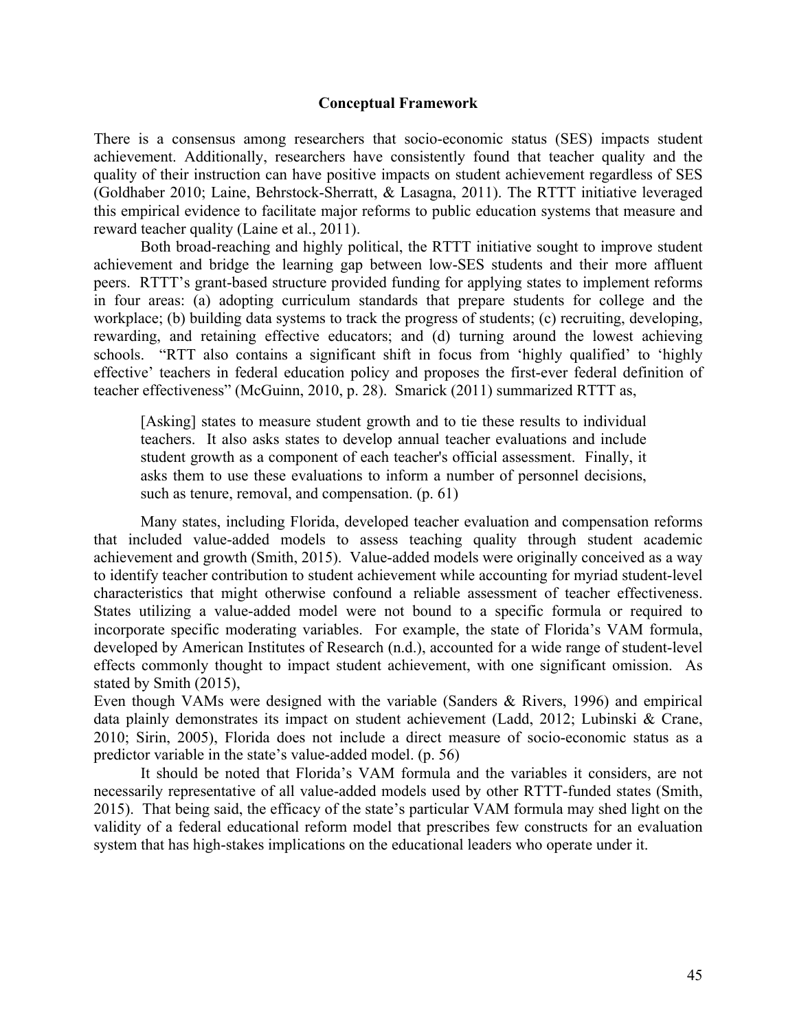## Conceptual Framework

There is a consensus among researchers that socio-economic status (SES) impacts student achievement. Additionally, researchers have consistently found that teacher quality and the quality of their instruction can have positive impacts on student achievement regardless of SES (Goldhaber 2010; Laine, Behrstock-Sherratt, & Lasagna, 2011). The RTTT initiative leveraged this empirical evidence to facilitate major reforms to public education systems that measure and reward teacher quality (Laine et al., 2011).

Both broad-reaching and highly political, the RTTT initiative sought to improve student achievement and bridge the learning gap between low-SES students and their more affluent peers. RTTT's grant-based structure provided funding for applying states to implement reforms in four areas: (a) adopting curriculum standards that prepare students for college and the workplace; (b) building data systems to track the progress of students; (c) recruiting, developing, rewarding, and retaining effective educators; and (d) turning around the lowest achieving schools. "RTT also contains a significant shift in focus from 'highly qualified' to 'highly effective' teachers in federal education policy and proposes the first-ever federal definition of teacher effectiveness" (McGuinn, 2010, p. 28). Smarick (2011) summarized RTTT as,

> [Asking] states to measure student growth and to tie these results to individual teachers. It also asks states to develop annual teacher evaluations and include student growth as a component of each teacher's official assessment. Finally, it asks them to use these evaluations to inform a number of personnel decisions, such as tenure, removal, and compensation. (p. 61)

Many states, including Florida, developed teacher evaluation and compensation reforms that included value-added models to assess teaching quality through student academic achievement and growth (Smith, 2015). Value-added models were originally conceived as a way to identify teacher contribution to student achievement while accounting for myriad student-level characteristics that might otherwise confound a reliable assessment of teacher effectiveness. States utilizing a value-added model were not bound to a specific formula or required to incorporate specific moderating variables. For example, the state of Florida's VAM formula, developed by American Institutes of Research (n.d.), accounted for a wide range of student-level effects commonly thought to impact student achievement, with one significant omission. As stated by Smith (2015),

Even though VAMs were designed with the variable (Sanders & Rivers, 1996) and empirical data plainly demonstrates its impact on student achievement (Ladd, 2012; Lubinski & Crane, 2010; Sirin, 2005), Florida does not include a direct measure of socio-economic status as a predictor variable in the state's value-added model. (p. 56)

It should be noted that Florida's VAM formula and the variables it considers, are not necessarily representative of all value-added models used by other RTTT-funded states (Smith, 2015). That being said, the efficacy of the state's particular VAM formula may shed light on the validity of a federal educational reform model that prescribes few constructs for an evaluation system that has high-stakes implications on the educational leaders who operate under it.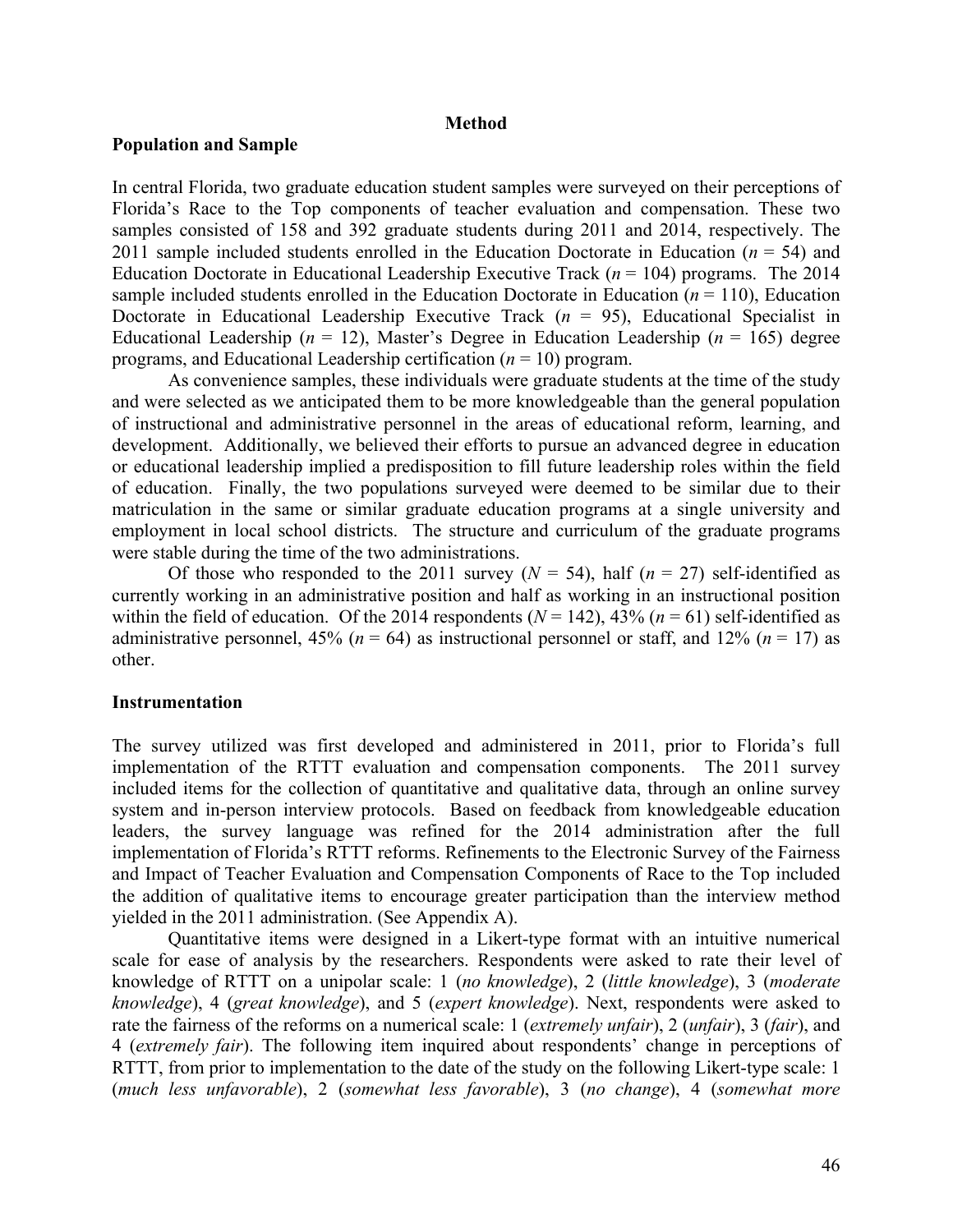## Method

### Population and Sample

In central Florida, two graduate education student samples were surveyed on their perceptions of Florida's Race to the Top components of teacher evaluation and compensation. These two samples consisted of 158 and 392 graduate students during 2011 and 2014, respectively. The 2011 sample included students enrolled in the Education Doctorate in Education ($n$ = 54) and Education Doctorate in Educational Leadership Executive Track ($n$ = 104) programs. The 2014 sample included students enrolled in the Education Doctorate in Education ($n$ = 110), Education Doctorate in Educational Leadership Executive Track ($n$ = 95), Educational Specialist in Educational Leadership ($n$ = 12), Master's Degree in Education Leadership ($n$ = 165) degree programs, and Educational Leadership certification ($n$ = 10) program.

As convenience samples, these individuals were graduate students at the time of the study and were selected as we anticipated them to be more knowledgeable than the general population of instructional and administrative personnel in the areas of educational reform, learning, and development. Additionally, we believed their efforts to pursue an advanced degree in education or educational leadership implied a predisposition to fill future leadership roles within the field of education. Finally, the two populations surveyed were deemed to be similar due to their matriculation in the same or similar graduate education programs at a single university and employment in local school districts. The structure and curriculum of the graduate programs were stable during the time of the two administrations.

Of those who responded to the 2011 survey ($N$ = 54), half ($n$ = 27) self-identified as currently working in an administrative position and half as working in an instructional position within the field of education. Of the 2014 respondents ($N$ = 142), 43% ($n$ = 61) self-identified as administrative personnel, 45% ($n$ = 64) as instructional personnel or staff, and 12% ($n$ = 17) as other.

### Instrumentation

The survey utilized was first developed and administered in 2011, prior to Florida's full implementation of the RTTT evaluation and compensation components. The 2011 survey included items for the collection of quantitative and qualitative data, through an online survey system and in-person interview protocols. Based on feedback from knowledgeable education leaders, the survey language was refined for the 2014 administration after the full implementation of Florida's RTTT reforms. Refinements to the Electronic Survey of the Fairness and Impact of Teacher Evaluation and Compensation Components of Race to the Top included the addition of qualitative items to encourage greater participation than the interview method yielded in the 2011 administration. (See Appendix A).

Quantitative items were designed in a Likert-type format with an intuitive numerical scale for ease of analysis by the researchers. Respondents were asked to rate their level of knowledge of RTTT on a unipolar scale: 1 (*no knowledge*), 2 (*little knowledge*), 3 (*moderate knowledge*), 4 (*great knowledge*), and 5 (*expert knowledge*). Next, respondents were asked to rate the fairness of the reforms on a numerical scale: 1 (*extremely unfair*), 2 (*unfair*), 3 (*fair*), and 4 (*extremely fair*). The following item inquired about respondents' change in perceptions of RTTT, from prior to implementation to the date of the study on the following Likert-type scale: 1 (*much less unfavorable*), 2 (*somewhat less favorable*), 3 (*no change*), 4 (*somewhat more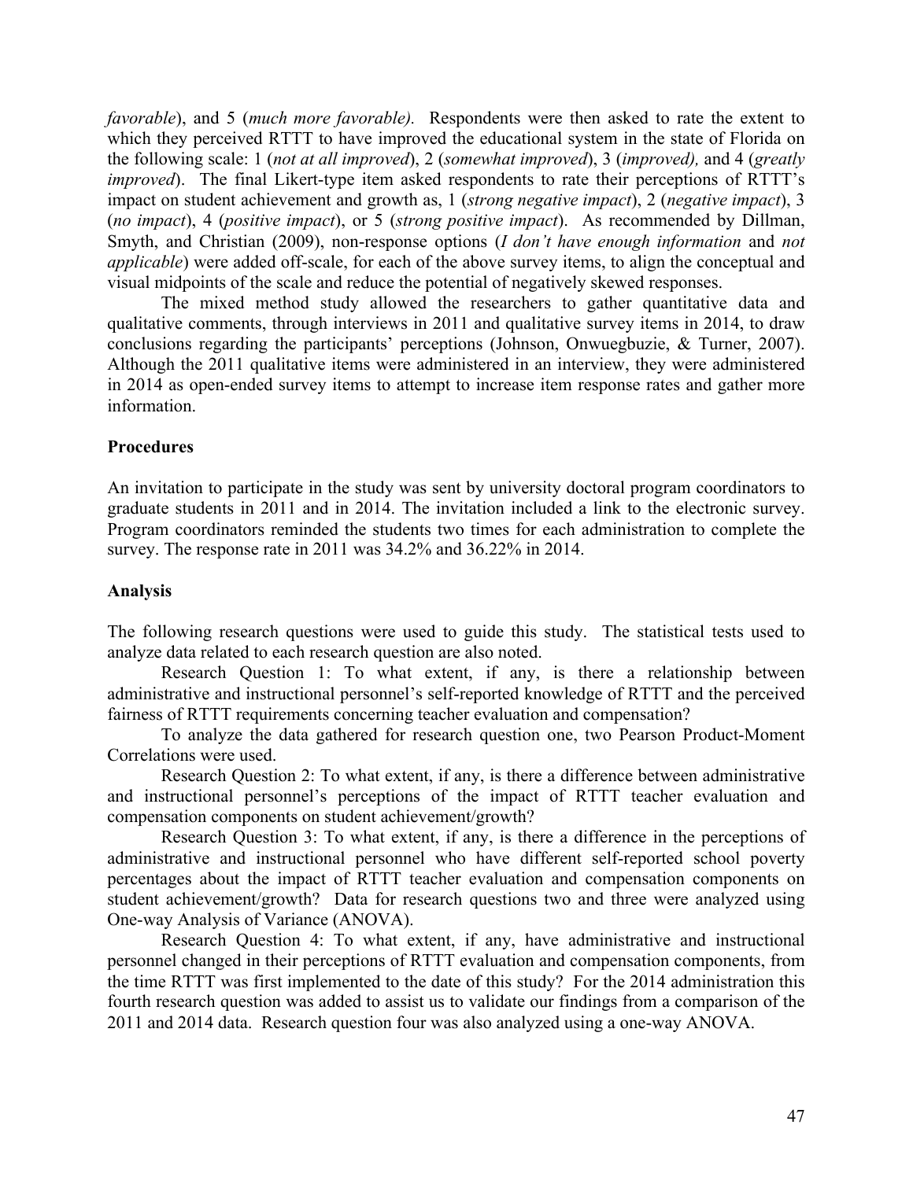*favorable*), and 5 (*much more favorable).* Respondents were then asked to rate the extent to which they perceived RTTT to have improved the educational system in the state of Florida on the following scale: 1 (*not at all improved*), 2 (*somewhat improved*), 3 (*improved),* and 4 (*greatly improved*). The final Likert-type item asked respondents to rate their perceptions of RTTT's impact on student achievement and growth as, 1 (*strong negative impact*), 2 (*negative impact*), 3 (*no impact*), 4 (*positive impact*), or 5 (*strong positive impact*). As recommended by Dillman, Smyth, and Christian (2009), non-response options (*I don't have enough information* and *not applicable*) were added off-scale, for each of the above survey items, to align the conceptual and visual midpoints of the scale and reduce the potential of negatively skewed responses.

The mixed method study allowed the researchers to gather quantitative data and qualitative comments, through interviews in 2011 and qualitative survey items in 2014, to draw conclusions regarding the participants' perceptions (Johnson, Onwuegbuzie, & Turner, 2007). Although the 2011 qualitative items were administered in an interview, they were administered in 2014 as open-ended survey items to attempt to increase item response rates and gather more information.

**Procedures**

An invitation to participate in the study was sent by university doctoral program coordinators to graduate students in 2011 and in 2014. The invitation included a link to the electronic survey. Program coordinators reminded the students two times for each administration to complete the survey. The response rate in 2011 was 34.2% and 36.22% in 2014.

**Analysis**

The following research questions were used to guide this study. The statistical tests used to analyze data related to each research question are also noted.

Research Question 1: To what extent, if any, is there a relationship between administrative and instructional personnel's self-reported knowledge of RTTT and the perceived fairness of RTTT requirements concerning teacher evaluation and compensation?

To analyze the data gathered for research question one, two Pearson Product-Moment Correlations were used.

Research Question 2: To what extent, if any, is there a difference between administrative and instructional personnel's perceptions of the impact of RTTT teacher evaluation and compensation components on student achievement/growth?

Research Question 3: To what extent, if any, is there a difference in the perceptions of administrative and instructional personnel who have different self-reported school poverty percentages about the impact of RTTT teacher evaluation and compensation components on student achievement/growth? Data for research questions two and three were analyzed using One-way Analysis of Variance (ANOVA).

Research Question 4: To what extent, if any, have administrative and instructional personnel changed in their perceptions of RTTT evaluation and compensation components, from the time RTTT was first implemented to the date of this study? For the 2014 administration this fourth research question was added to assist us to validate our findings from a comparison of the 2011 and 2014 data. Research question four was also analyzed using a one-way ANOVA.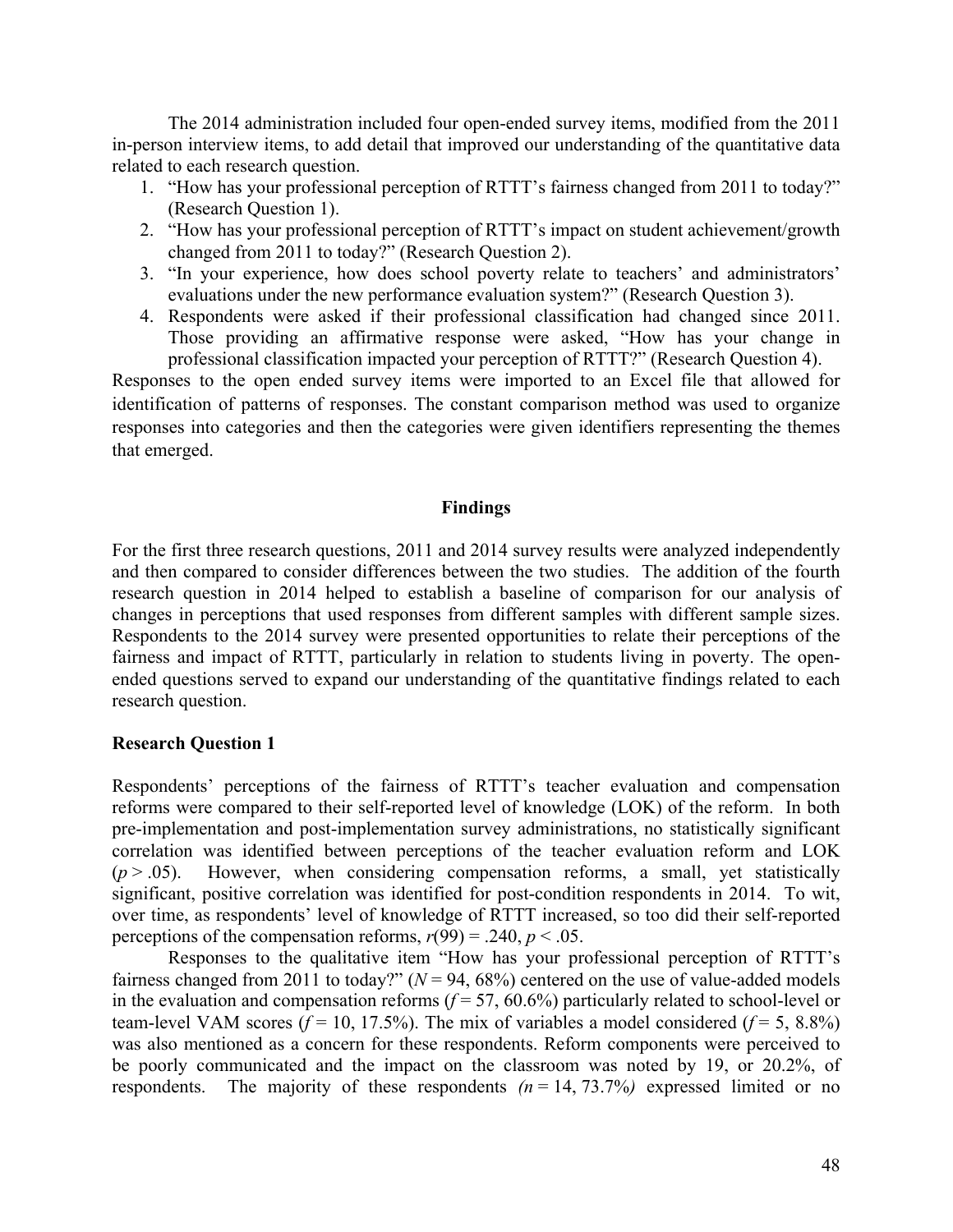The 2014 administration included four open-ended survey items, modified from the 2011 in-person interview items, to add detail that improved our understanding of the quantitative data related to each research question.

1. "How has your professional perception of RTTT's fairness changed from 2011 to today?" (Research Question 1).
2. "How has your professional perception of RTTT's impact on student achievement/growth changed from 2011 to today?" (Research Question 2).
3. "In your experience, how does school poverty relate to teachers' and administrators' evaluations under the new performance evaluation system?" (Research Question 3).
4. Respondents were asked if their professional classification had changed since 2011. Those providing an affirmative response were asked, "How has your change in professional classification impacted your perception of RTTT?" (Research Question 4).

Responses to the open ended survey items were imported to an Excel file that allowed for identification of patterns of responses. The constant comparison method was used to organize responses into categories and then the categories were given identifiers representing the themes that emerged.

## Findings

For the first three research questions, 2011 and 2014 survey results were analyzed independently and then compared to consider differences between the two studies. The addition of the fourth research question in 2014 helped to establish a baseline of comparison for our analysis of changes in perceptions that used responses from different samples with different sample sizes. Respondents to the 2014 survey were presented opportunities to relate their perceptions of the fairness and impact of RTTT, particularly in relation to students living in poverty. The open-ended questions served to expand our understanding of the quantitative findings related to each research question.

### Research Question 1

Respondents' perceptions of the fairness of RTTT's teacher evaluation and compensation reforms were compared to their self-reported level of knowledge (LOK) of the reform. In both pre-implementation and post-implementation survey administrations, no statistically significant correlation was identified between perceptions of the teacher evaluation reform and LOK ($p > .05$). However, when considering compensation reforms, a small, yet statistically significant, positive correlation was identified for post-condition respondents in 2014. To wit, over time, as respondents' level of knowledge of RTTT increased, so too did their self-reported perceptions of the compensation reforms, $r(99) = .240$, $p < .05$.

Responses to the qualitative item "How has your professional perception of RTTT's fairness changed from 2011 to today?" ($N$ = 94, 68%) centered on the use of value-added models in the evaluation and compensation reforms ($f$ = 57, 60.6%) particularly related to school-level or team-level VAM scores ($f$ = 10, 17.5%). The mix of variables a model considered ($f$ = 5, 8.8%) was also mentioned as a concern for these respondents. Reform components were perceived to be poorly communicated and the impact on the classroom was noted by 19, or 20.2%, of respondents. The majority of these respondents *($n$ = 14, 73.7%)* expressed limited or no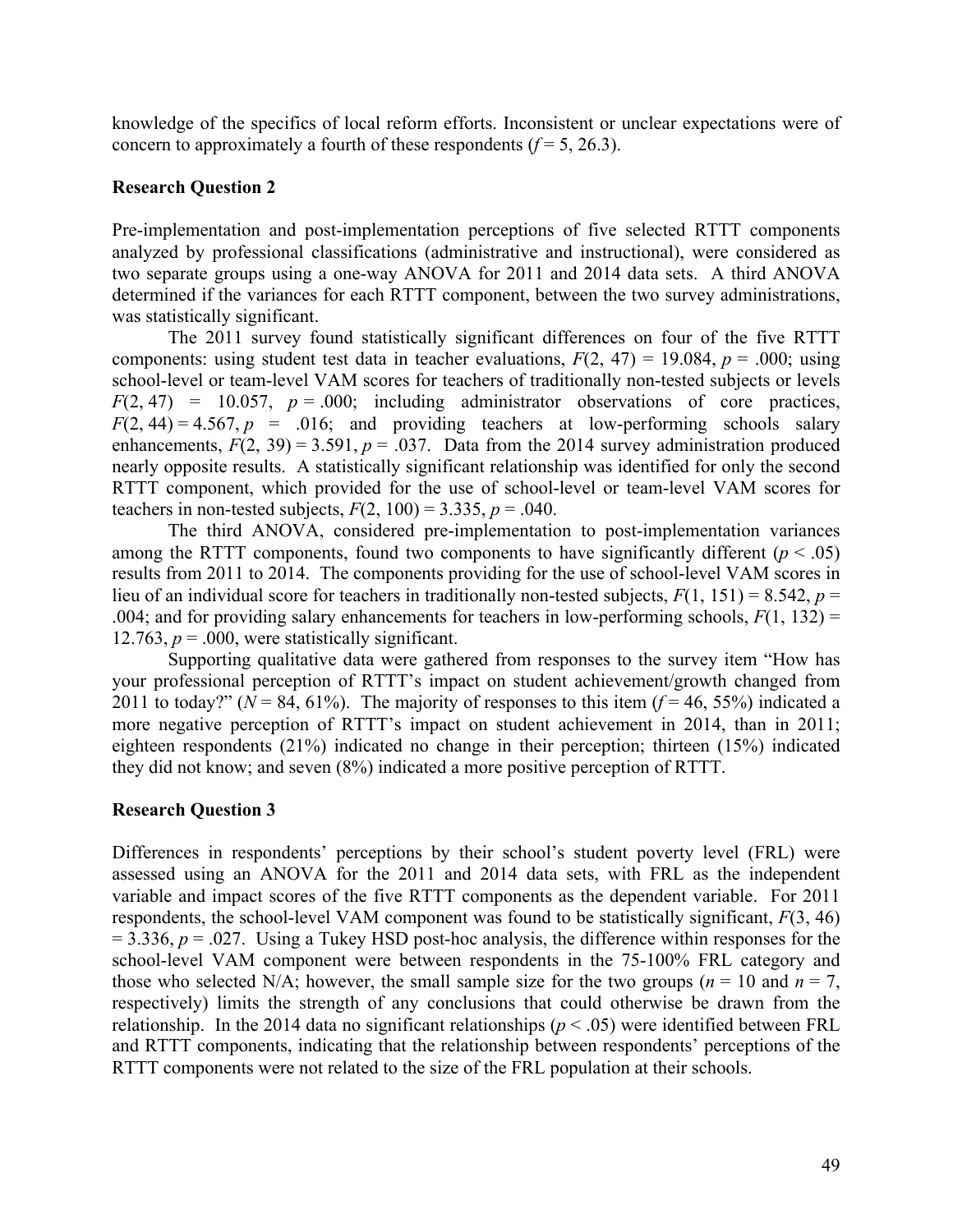knowledge of the specifics of local reform efforts. Inconsistent or unclear expectations were of concern to approximately a fourth of these respondents ($f = 5$, 26.3).

**Research Question 2**

Pre-implementation and post-implementation perceptions of five selected RTTT components analyzed by professional classifications (administrative and instructional), were considered as two separate groups using a one-way ANOVA for 2011 and 2014 data sets. A third ANOVA determined if the variances for each RTTT component, between the two survey administrations, was statistically significant.

The 2011 survey found statistically significant differences on four of the five RTTT components: using student test data in teacher evaluations, $F(2, 47) = 19.084$, $p = .000$; using school-level or team-level VAM scores for teachers of traditionally non-tested subjects or levels $F(2, 47) = 10.057$, $p = .000$; including administrator observations of core practices, $F(2, 44) = 4.567$, $p = .016$; and providing teachers at low-performing schools salary enhancements, $F(2, 39) = 3.591$, $p = .037$. Data from the 2014 survey administration produced nearly opposite results. A statistically significant relationship was identified for only the second RTTT component, which provided for the use of school-level or team-level VAM scores for teachers in non-tested subjects, $F(2, 100) = 3.335$, $p = .040$.

The third ANOVA, considered pre-implementation to post-implementation variances among the RTTT components, found two components to have significantly different ($p < .05$) results from 2011 to 2014. The components providing for the use of school-level VAM scores in lieu of an individual score for teachers in traditionally non-tested subjects, $F(1, 151) = 8.542$, $p = .004$; and for providing salary enhancements for teachers in low-performing schools, $F(1, 132) = 12.763$, $p = .000$, were statistically significant.

Supporting qualitative data were gathered from responses to the survey item "How has your professional perception of RTTT's impact on student achievement/growth changed from 2011 to today?" ($N = 84$, 61%). The majority of responses to this item ($f = 46$, 55%) indicated a more negative perception of RTTT's impact on student achievement in 2014, than in 2011; eighteen respondents (21%) indicated no change in their perception; thirteen (15%) indicated they did not know; and seven (8%) indicated a more positive perception of RTTT.

**Research Question 3**

Differences in respondents' perceptions by their school's student poverty level (FRL) were assessed using an ANOVA for the 2011 and 2014 data sets, with FRL as the independent variable and impact scores of the five RTTT components as the dependent variable. For 2011 respondents, the school-level VAM component was found to be statistically significant, $F(3, 46) = 3.336$, $p = .027$. Using a Tukey HSD post-hoc analysis, the difference within responses for the school-level VAM component were between respondents in the 75-100% FRL category and those who selected N/A; however, the small sample size for the two groups ($n = 10$ and $n = 7$, respectively) limits the strength of any conclusions that could otherwise be drawn from the relationship. In the 2014 data no significant relationships ($p < .05$) were identified between FRL and RTTT components, indicating that the relationship between respondents' perceptions of the RTTT components were not related to the size of the FRL population at their schools.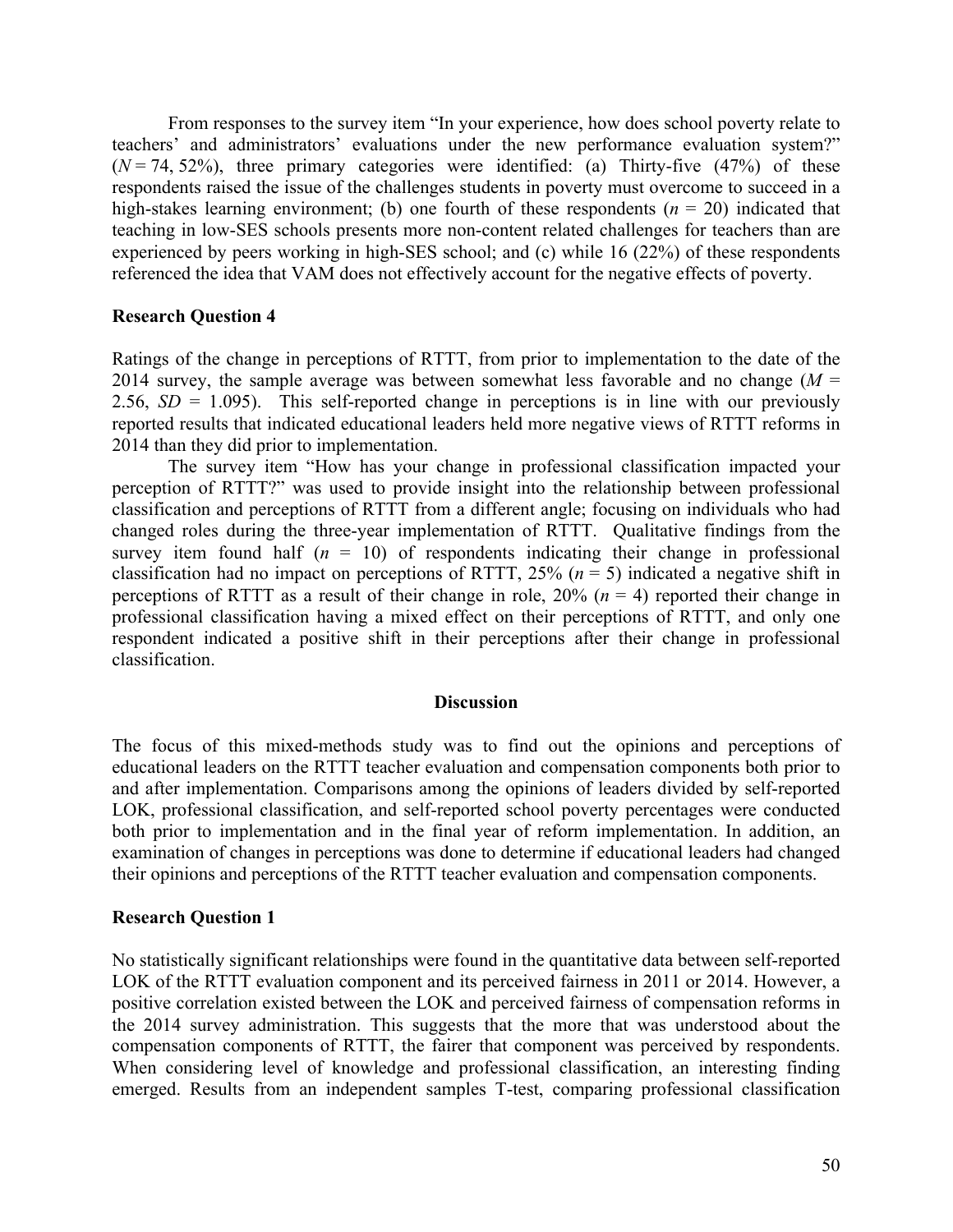From responses to the survey item "In your experience, how does school poverty relate to teachers' and administrators' evaluations under the new performance evaluation system?" (*N* = 74, 52%), three primary categories were identified: (a) Thirty-five (47%) of these respondents raised the issue of the challenges students in poverty must overcome to succeed in a high-stakes learning environment; (b) one fourth of these respondents (*n* = 20) indicated that teaching in low-SES schools presents more non-content related challenges for teachers than are experienced by peers working in high-SES school; and (c) while 16 (22%) of these respondents referenced the idea that VAM does not effectively account for the negative effects of poverty.

### Research Question 4

Ratings of the change in perceptions of RTTT, from prior to implementation to the date of the 2014 survey, the sample average was between somewhat less favorable and no change (*M* = 2.56, *SD* = 1.095). This self-reported change in perceptions is in line with our previously reported results that indicated educational leaders held more negative views of RTTT reforms in 2014 than they did prior to implementation.

The survey item "How has your change in professional classification impacted your perception of RTTT?" was used to provide insight into the relationship between professional classification and perceptions of RTTT from a different angle; focusing on individuals who had changed roles during the three-year implementation of RTTT. Qualitative findings from the survey item found half (*n* = 10) of respondents indicating their change in professional classification had no impact on perceptions of RTTT, 25% (*n* = 5) indicated a negative shift in perceptions of RTTT as a result of their change in role, 20% (*n* = 4) reported their change in professional classification having a mixed effect on their perceptions of RTTT, and only one respondent indicated a positive shift in their perceptions after their change in professional classification.

## Discussion

The focus of this mixed-methods study was to find out the opinions and perceptions of educational leaders on the RTTT teacher evaluation and compensation components both prior to and after implementation. Comparisons among the opinions of leaders divided by self-reported LOK, professional classification, and self-reported school poverty percentages were conducted both prior to implementation and in the final year of reform implementation. In addition, an examination of changes in perceptions was done to determine if educational leaders had changed their opinions and perceptions of the RTTT teacher evaluation and compensation components.

### Research Question 1

No statistically significant relationships were found in the quantitative data between self-reported LOK of the RTTT evaluation component and its perceived fairness in 2011 or 2014. However, a positive correlation existed between the LOK and perceived fairness of compensation reforms in the 2014 survey administration. This suggests that the more that was understood about the compensation components of RTTT, the fairer that component was perceived by respondents. When considering level of knowledge and professional classification, an interesting finding emerged. Results from an independent samples T-test, comparing professional classification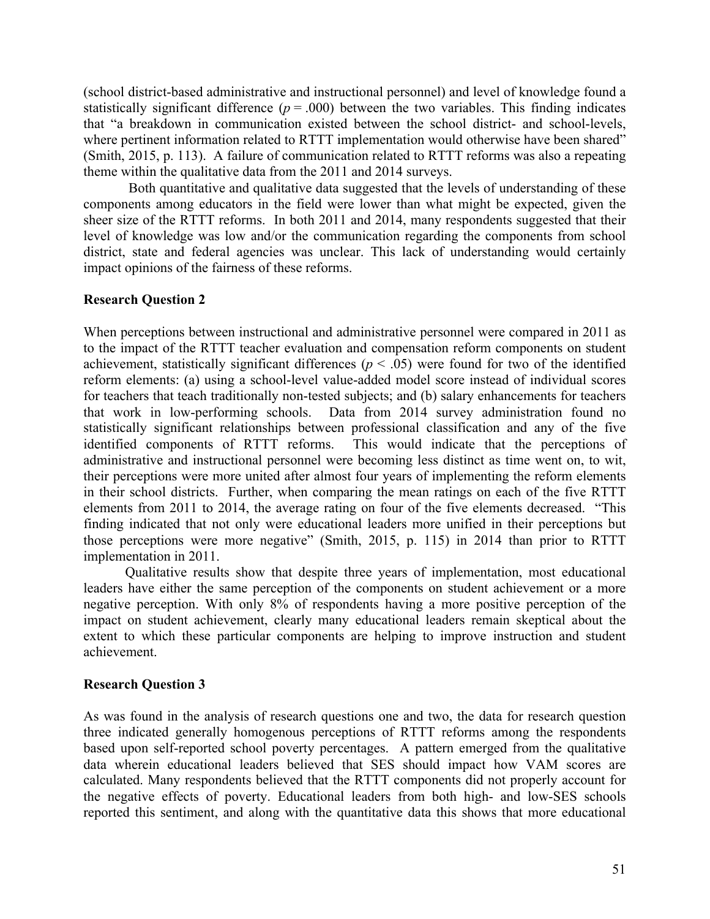(school district-based administrative and instructional personnel) and level of knowledge found a statistically significant difference ($p = .000$) between the two variables. This finding indicates that "a breakdown in communication existed between the school district- and school-levels, where pertinent information related to RTTT implementation would otherwise have been shared" (Smith, 2015, p. 113). A failure of communication related to RTTT reforms was also a repeating theme within the qualitative data from the 2011 and 2014 surveys.

Both quantitative and qualitative data suggested that the levels of understanding of these components among educators in the field were lower than what might be expected, given the sheer size of the RTTT reforms. In both 2011 and 2014, many respondents suggested that their level of knowledge was low and/or the communication regarding the components from school district, state and federal agencies was unclear. This lack of understanding would certainly impact opinions of the fairness of these reforms.

**Research Question 2**

When perceptions between instructional and administrative personnel were compared in 2011 as to the impact of the RTTT teacher evaluation and compensation reform components on student achievement, statistically significant differences ($p < .05$) were found for two of the identified reform elements: (a) using a school-level value-added model score instead of individual scores for teachers that teach traditionally non-tested subjects; and (b) salary enhancements for teachers that work in low-performing schools. Data from 2014 survey administration found no statistically significant relationships between professional classification and any of the five identified components of RTTT reforms. This would indicate that the perceptions of administrative and instructional personnel were becoming less distinct as time went on, to wit, their perceptions were more united after almost four years of implementing the reform elements in their school districts. Further, when comparing the mean ratings on each of the five RTTT elements from 2011 to 2014, the average rating on four of the five elements decreased. "This finding indicated that not only were educational leaders more unified in their perceptions but those perceptions were more negative" (Smith, 2015, p. 115) in 2014 than prior to RTTT implementation in 2011.

Qualitative results show that despite three years of implementation, most educational leaders have either the same perception of the components on student achievement or a more negative perception. With only 8% of respondents having a more positive perception of the impact on student achievement, clearly many educational leaders remain skeptical about the extent to which these particular components are helping to improve instruction and student achievement.

**Research Question 3**

As was found in the analysis of research questions one and two, the data for research question three indicated generally homogenous perceptions of RTTT reforms among the respondents based upon self-reported school poverty percentages. A pattern emerged from the qualitative data wherein educational leaders believed that SES should impact how VAM scores are calculated. Many respondents believed that the RTTT components did not properly account for the negative effects of poverty. Educational leaders from both high- and low-SES schools reported this sentiment, and along with the quantitative data this shows that more educational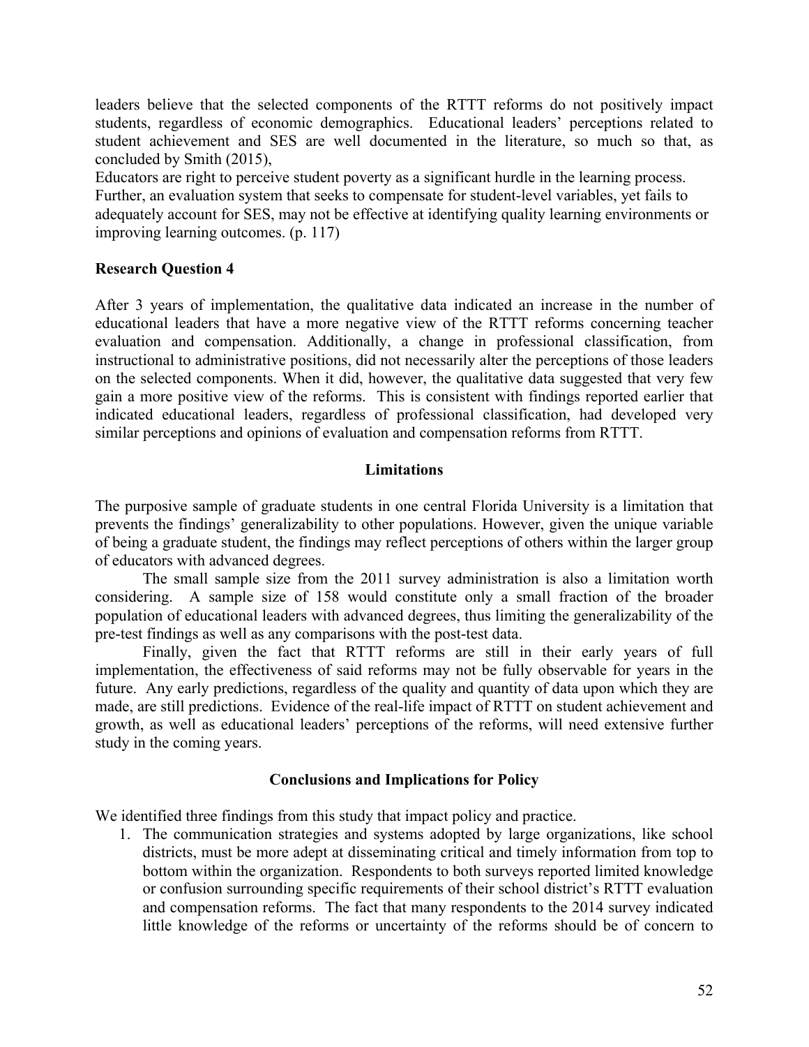leaders believe that the selected components of the RTTT reforms do not positively impact students, regardless of economic demographics. Educational leaders' perceptions related to student achievement and SES are well documented in the literature, so much so that, as concluded by Smith (2015),

> Educators are right to perceive student poverty as a significant hurdle in the learning process. Further, an evaluation system that seeks to compensate for student-level variables, yet fails to adequately account for SES, may not be effective at identifying quality learning environments or improving learning outcomes. (p. 117)

**Research Question 4**

After 3 years of implementation, the qualitative data indicated an increase in the number of educational leaders that have a more negative view of the RTTT reforms concerning teacher evaluation and compensation. Additionally, a change in professional classification, from instructional to administrative positions, did not necessarily alter the perceptions of those leaders on the selected components. When it did, however, the qualitative data suggested that very few gain a more positive view of the reforms. This is consistent with findings reported earlier that indicated educational leaders, regardless of professional classification, had developed very similar perceptions and opinions of evaluation and compensation reforms from RTTT.

## Limitations

The purposive sample of graduate students in one central Florida University is a limitation that prevents the findings' generalizability to other populations. However, given the unique variable of being a graduate student, the findings may reflect perceptions of others within the larger group of educators with advanced degrees.

The small sample size from the 2011 survey administration is also a limitation worth considering. A sample size of 158 would constitute only a small fraction of the broader population of educational leaders with advanced degrees, thus limiting the generalizability of the pre-test findings as well as any comparisons with the post-test data.

Finally, given the fact that RTTT reforms are still in their early years of full implementation, the effectiveness of said reforms may not be fully observable for years in the future. Any early predictions, regardless of the quality and quantity of data upon which they are made, are still predictions. Evidence of the real-life impact of RTTT on student achievement and growth, as well as educational leaders' perceptions of the reforms, will need extensive further study in the coming years.

## Conclusions and Implications for Policy

We identified three findings from this study that impact policy and practice.

1. The communication strategies and systems adopted by large organizations, like school districts, must be more adept at disseminating critical and timely information from top to bottom within the organization. Respondents to both surveys reported limited knowledge or confusion surrounding specific requirements of their school district's RTTT evaluation and compensation reforms. The fact that many respondents to the 2014 survey indicated little knowledge of the reforms or uncertainty of the reforms should be of concern to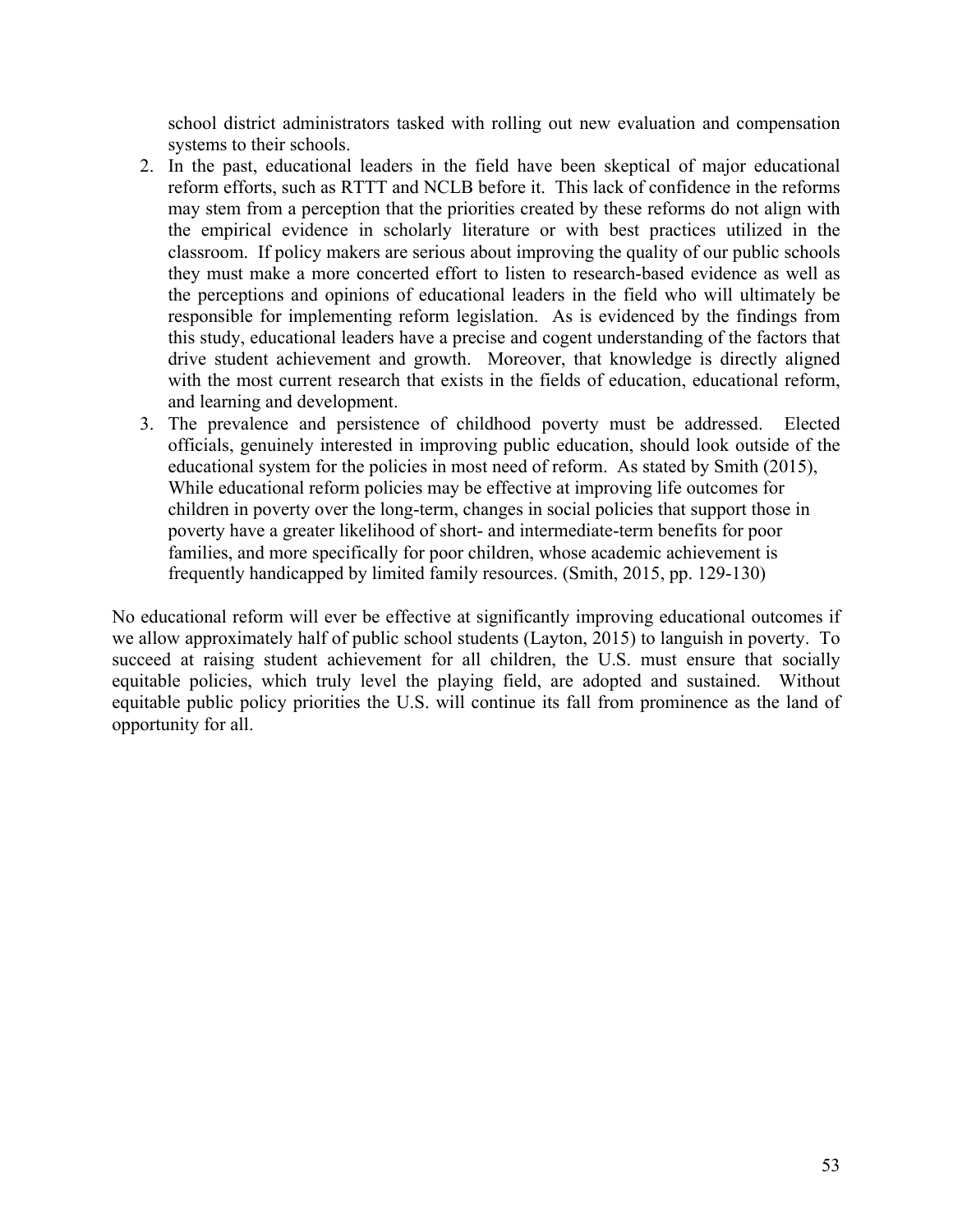school district administrators tasked with rolling out new evaluation and compensation systems to their schools.

2. In the past, educational leaders in the field have been skeptical of major educational reform efforts, such as RTTT and NCLB before it. This lack of confidence in the reforms may stem from a perception that the priorities created by these reforms do not align with the empirical evidence in scholarly literature or with best practices utilized in the classroom. If policy makers are serious about improving the quality of our public schools they must make a more concerted effort to listen to research-based evidence as well as the perceptions and opinions of educational leaders in the field who will ultimately be responsible for implementing reform legislation. As is evidenced by the findings from this study, educational leaders have a precise and cogent understanding of the factors that drive student achievement and growth. Moreover, that knowledge is directly aligned with the most current research that exists in the fields of education, educational reform, and learning and development.
3. The prevalence and persistence of childhood poverty must be addressed. Elected officials, genuinely interested in improving public education, should look outside of the educational system for the policies in most need of reform. As stated by Smith (2015),

   While educational reform policies may be effective at improving life outcomes for children in poverty over the long-term, changes in social policies that support those in poverty have a greater likelihood of short- and intermediate-term benefits for poor families, and more specifically for poor children, whose academic achievement is frequently handicapped by limited family resources. (Smith, 2015, pp. 129-130)

No educational reform will ever be effective at significantly improving educational outcomes if we allow approximately half of public school students (Layton, 2015) to languish in poverty. To succeed at raising student achievement for all children, the U.S. must ensure that socially equitable policies, which truly level the playing field, are adopted and sustained. Without equitable public policy priorities the U.S. will continue its fall from prominence as the land of opportunity for all.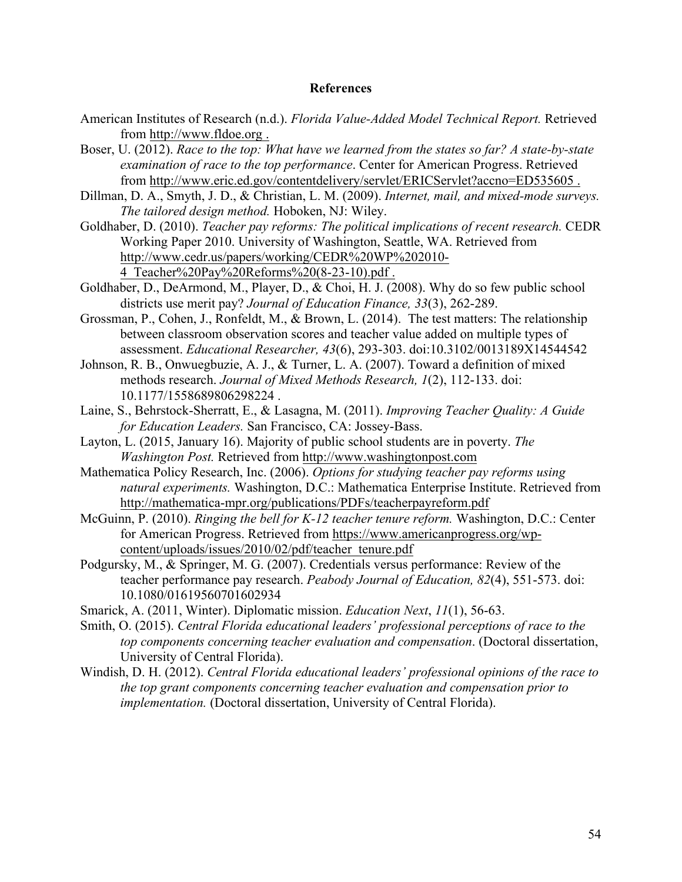## References

American Institutes of Research (n.d.). *Florida Value-Added Model Technical Report.* Retrieved from http://www.fldoe.org .

Boser, U. (2012). *Race to the top: What have we learned from the states so far? A state-by-state examination of race to the top performance*. Center for American Progress. Retrieved from http://www.eric.ed.gov/contentdelivery/servlet/ERICServlet?accno=ED535605 .

Dillman, D. A., Smyth, J. D., & Christian, L. M. (2009). *Internet, mail, and mixed-mode surveys. The tailored design method.* Hoboken, NJ: Wiley.

Goldhaber, D. (2010). *Teacher pay reforms: The political implications of recent research.* CEDR Working Paper 2010. University of Washington, Seattle, WA. Retrieved from http://www.cedr.us/papers/working/CEDR%20WP%202010-4_Teacher%20Pay%20Reforms%20(8-23-10).pdf .

Goldhaber, D., DeArmond, M., Player, D., & Choi, H. J. (2008). Why do so few public school districts use merit pay? *Journal of Education Finance, 33*(3), 262-289.

Grossman, P., Cohen, J., Ronfeldt, M., & Brown, L. (2014). The test matters: The relationship between classroom observation scores and teacher value added on multiple types of assessment. *Educational Researcher, 43*(6), 293-303. doi:10.3102/0013189X14544542

Johnson, R. B., Onwuegbuzie, A. J., & Turner, L. A. (2007). Toward a definition of mixed methods research. *Journal of Mixed Methods Research, 1*(2), 112-133. doi: 10.1177/1558689806298224 .

Laine, S., Behrstock-Sherratt, E., & Lasagna, M. (2011). *Improving Teacher Quality: A Guide for Education Leaders.* San Francisco, CA: Jossey-Bass.

Layton, L. (2015, January 16). Majority of public school students are in poverty. *The Washington Post.* Retrieved from http://www.washingtonpost.com

Mathematica Policy Research, Inc. (2006). *Options for studying teacher pay reforms using natural experiments.* Washington, D.C.: Mathematica Enterprise Institute. Retrieved from http://mathematica-mpr.org/publications/PDFs/teacherpayreform.pdf

McGuinn, P. (2010). *Ringing the bell for K-12 teacher tenure reform.* Washington, D.C.: Center for American Progress. Retrieved from https://www.americanprogress.org/wp-content/uploads/issues/2010/02/pdf/teacher_tenure.pdf

Podgursky, M., & Springer, M. G. (2007). Credentials versus performance: Review of the teacher performance pay research. *Peabody Journal of Education, 82*(4), 551-573. doi: 10.1080/01619560701602934

Smarick, A. (2011, Winter). Diplomatic mission. *Education Next*, *11*(1), 56-63.

Smith, O. (2015). *Central Florida educational leaders' professional perceptions of race to the top components concerning teacher evaluation and compensation*. (Doctoral dissertation, University of Central Florida).

Windish, D. H. (2012). *Central Florida educational leaders' professional opinions of the race to the top grant components concerning teacher evaluation and compensation prior to implementation.* (Doctoral dissertation, University of Central Florida).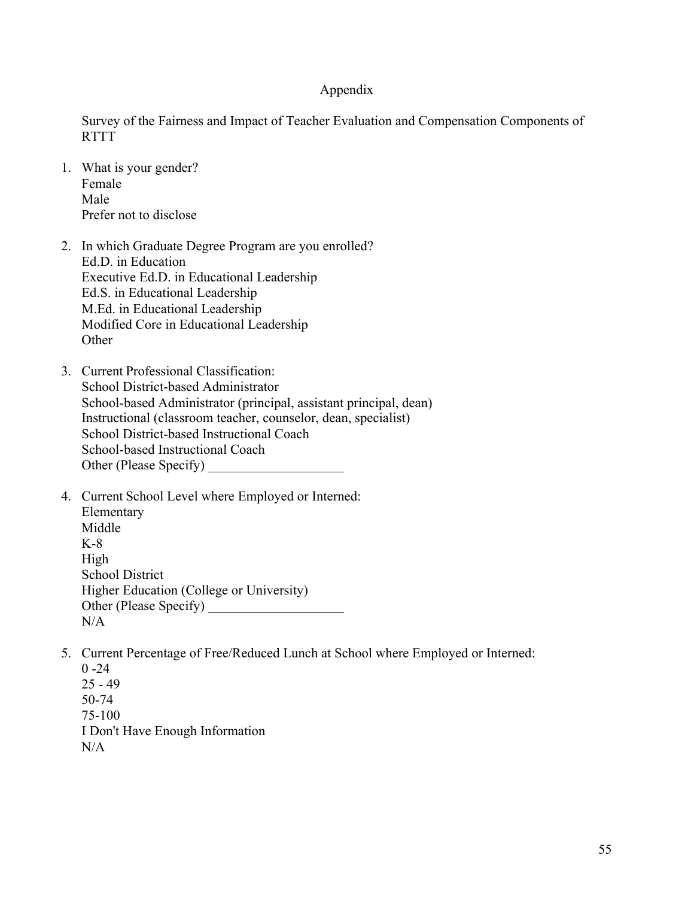# Appendix

Survey of the Fairness and Impact of Teacher Evaluation and Compensation Components of RTTT

1. What is your gender?
   Female
   Male
   Prefer not to disclose

2. In which Graduate Degree Program are you enrolled?
   Ed.D. in Education
   Executive Ed.D. in Educational Leadership
   Ed.S. in Educational Leadership
   M.Ed. in Educational Leadership
   Modified Core in Educational Leadership
   Other

3. Current Professional Classification:
   School District-based Administrator
   School-based Administrator (principal, assistant principal, dean)
   Instructional (classroom teacher, counselor, dean, specialist)
   School District-based Instructional Coach
   School-based Instructional Coach
   Other (Please Specify) ____________________

4. Current School Level where Employed or Interned:
   Elementary
   Middle
   K-8
   High
   School District
   Higher Education (College or University)
   Other (Please Specify) ____________________
   N/A

5. Current Percentage of Free/Reduced Lunch at School where Employed or Interned:
   0 -24
   25 - 49
   50-74
   75-100
   I Don't Have Enough Information
   N/A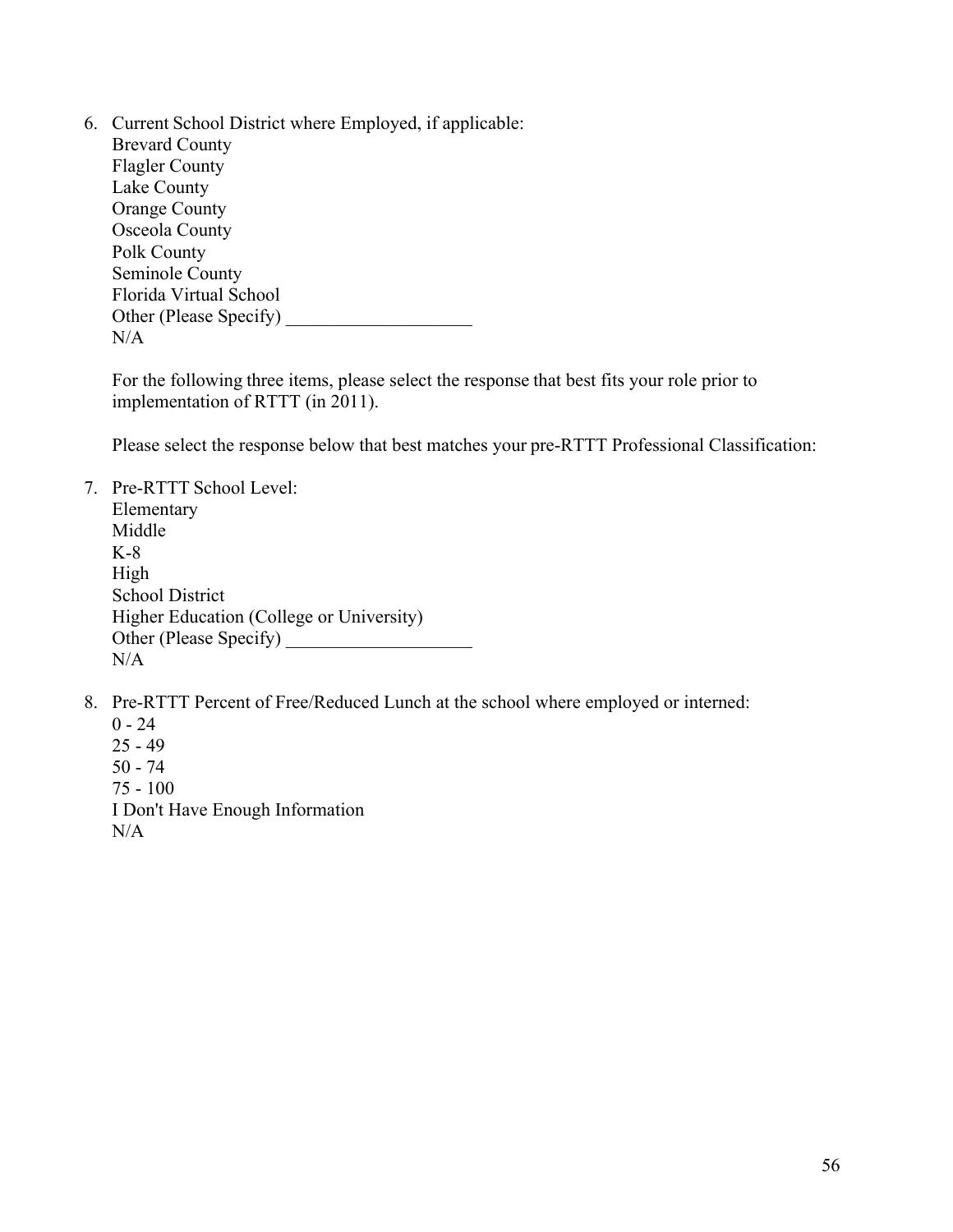6. Current School District where Employed, if applicable:
   Brevard County
   Flagler County
   Lake County
   Orange County
   Osceola County
   Polk County
   Seminole County
   Florida Virtual School
   Other (Please Specify) ____________________
   N/A

   For the following three items, please select the response that best fits your role prior to implementation of RTTT (in 2011).

   Please select the response below that best matches your pre-RTTT Professional Classification:

7. Pre-RTTT School Level:
   Elementary
   Middle
   K-8
   High
   School District
   Higher Education (College or University)
   Other (Please Specify) ____________________
   N/A

8. Pre-RTTT Percent of Free/Reduced Lunch at the school where employed or interned:
   0 - 24
   25 - 49
   50 - 74
   75 - 100
   I Don't Have Enough Information
   N/A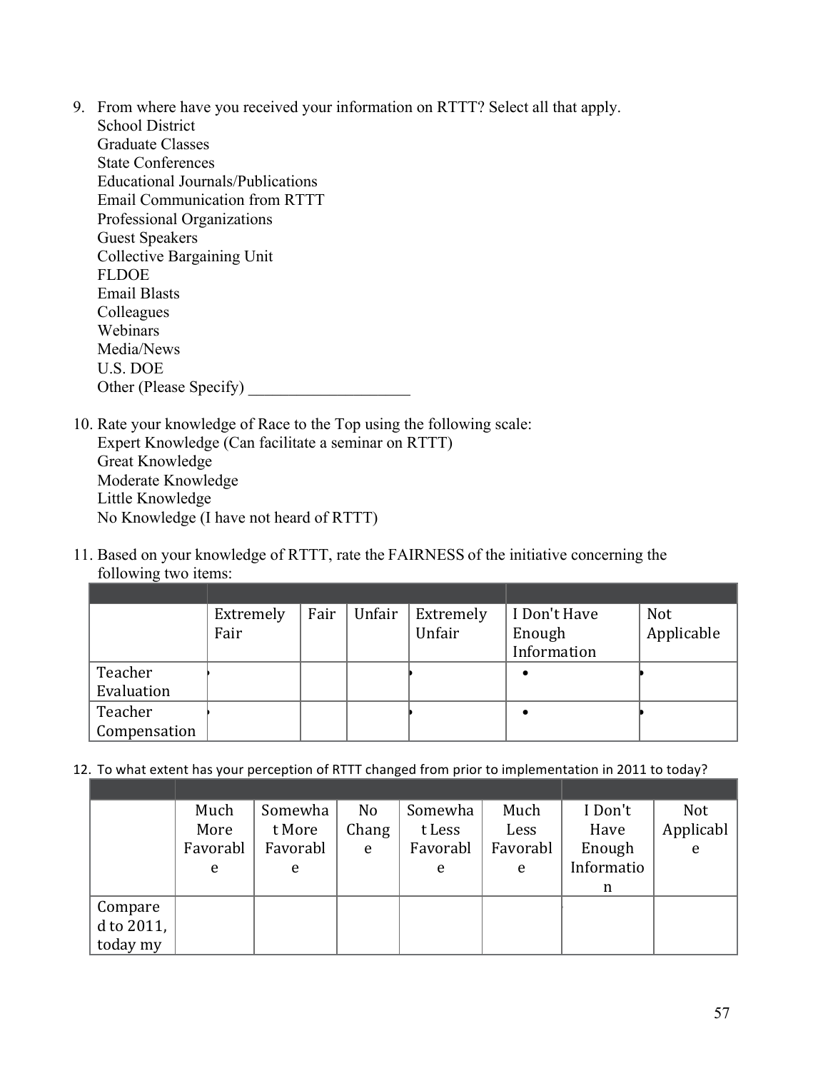9. From where have you received your information on RTTT? Select all that apply.
   School District
   Graduate Classes
   State Conferences
   Educational Journals/Publications
   Email Communication from RTTT
   Professional Organizations
   Guest Speakers
   Collective Bargaining Unit
   FLDOE
   Email Blasts
   Colleagues
   Webinars
   Media/News
   U.S. DOE
   Other (Please Specify) ____________________

10. Rate your knowledge of Race to the Top using the following scale:
    Expert Knowledge (Can facilitate a seminar on RTTT)
    Great Knowledge
    Moderate Knowledge
    Little Knowledge
    No Knowledge (I have not heard of RTTT)

11. Based on your knowledge of RTTT, rate the FAIRNESS of the initiative concerning the following two items:

| | Extremely Fair | Fair | Unfair | Extremely Unfair | I Don't Have Enough Information | Not Applicable |
|---|---|---|---|---|---|---|
| Teacher Evaluation | | | | | • | |
| Teacher Compensation | | | | | • | |

12. To what extent has your perception of RTTT changed from prior to implementation in 2011 to today?

| | Much More Favorable | Somewhat More Favorable | No Change | Somewhat Less Favorable | Much Less Favorable | I Don't Have Enough Information | Not Applicable |
|---|---|---|---|---|---|---|---|
| Compared to 2011, today my | | | | | | | |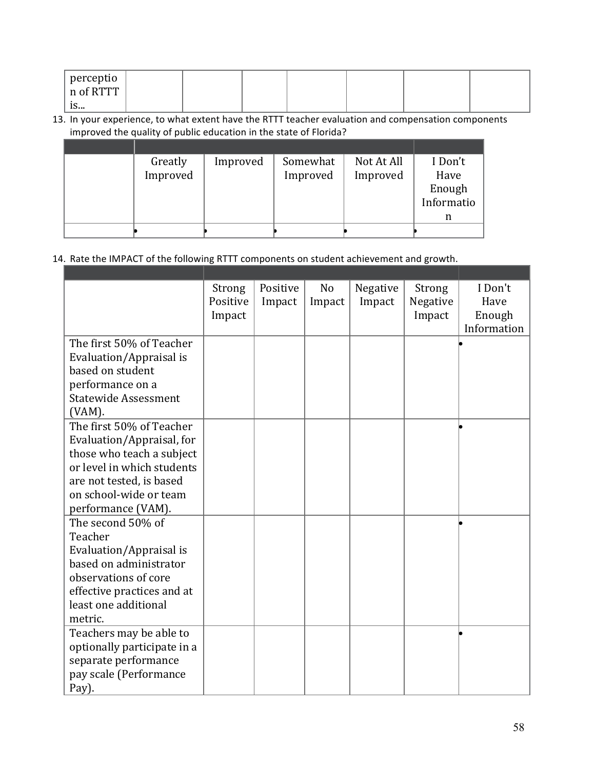| perception of RTTT is... | | | | | | | |
|---|---|---|---|---|---|---|---|

13. In your experience, to what extent have the RTTT teacher evaluation and compensation components improved the quality of public education in the state of Florida?

| | Greatly Improved | Improved | Somewhat Improved | Not At All Improved | I Don't Have Enough Information |
|---|---|---|---|---|---|
| | • | • | • | • | • |

14. Rate the IMPACT of the following RTTT components on student achievement and growth.

| | Strong Positive Impact | Positive Impact | No Impact | Negative Impact | Strong Negative Impact | I Don't Have Enough Information |
|---|---|---|---|---|---|---|
| The first 50% of Teacher Evaluation/Appraisal is based on student performance on a Statewide Assessment (VAM). | | | | | | • |
| The first 50% of Teacher Evaluation/Appraisal, for those who teach a subject or level in which students are not tested, is based on school-wide or team performance (VAM). | | | | | | • |
| The second 50% of Teacher Evaluation/Appraisal is based on administrator observations of core effective practices and at least one additional metric. | | | | | | • |
| Teachers may be able to optionally participate in a separate performance pay scale (Performance Pay). | | | | | | • |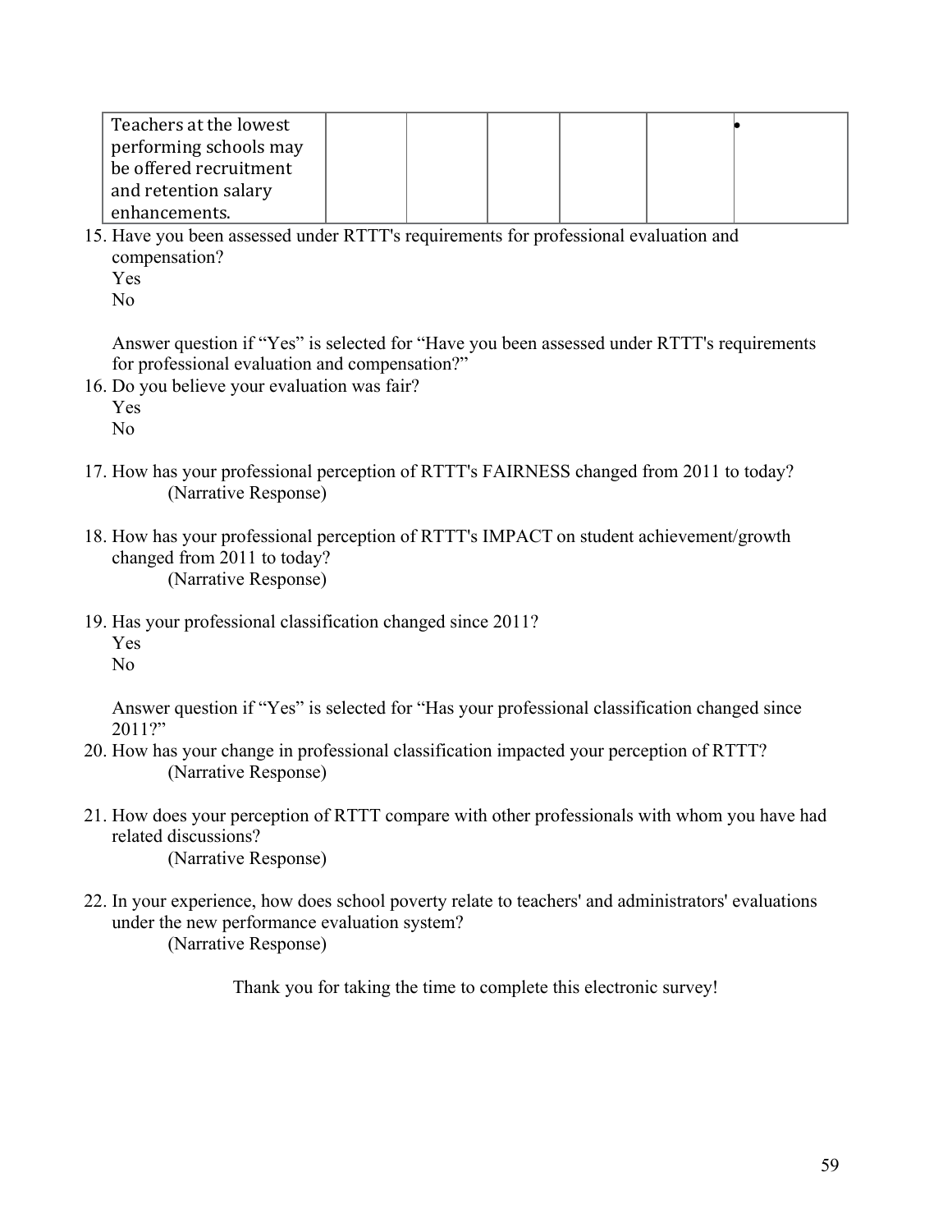| | | | | | | |
|---|---|---|---|---|---|---|
| Teachers at the lowest performing schools may be offered recruitment and retention salary enhancements. | | | | | | • |

15. Have you been assessed under RTTT's requirements for professional evaluation and compensation?
    Yes
    No

    Answer question if "Yes" is selected for "Have you been assessed under RTTT's requirements for professional evaluation and compensation?"

16. Do you believe your evaluation was fair?
    Yes
    No

17. How has your professional perception of RTTT's FAIRNESS changed from 2011 to today?
    (Narrative Response)

18. How has your professional perception of RTTT's IMPACT on student achievement/growth changed from 2011 to today?
    (Narrative Response)

19. Has your professional classification changed since 2011?
    Yes
    No

    Answer question if "Yes" is selected for "Has your professional classification changed since 2011?"

20. How has your change in professional classification impacted your perception of RTTT?
    (Narrative Response)

21. How does your perception of RTTT compare with other professionals with whom you have had related discussions?
    (Narrative Response)

22. In your experience, how does school poverty relate to teachers' and administrators' evaluations under the new performance evaluation system?
    (Narrative Response)

Thank you for taking the time to complete this electronic survey!